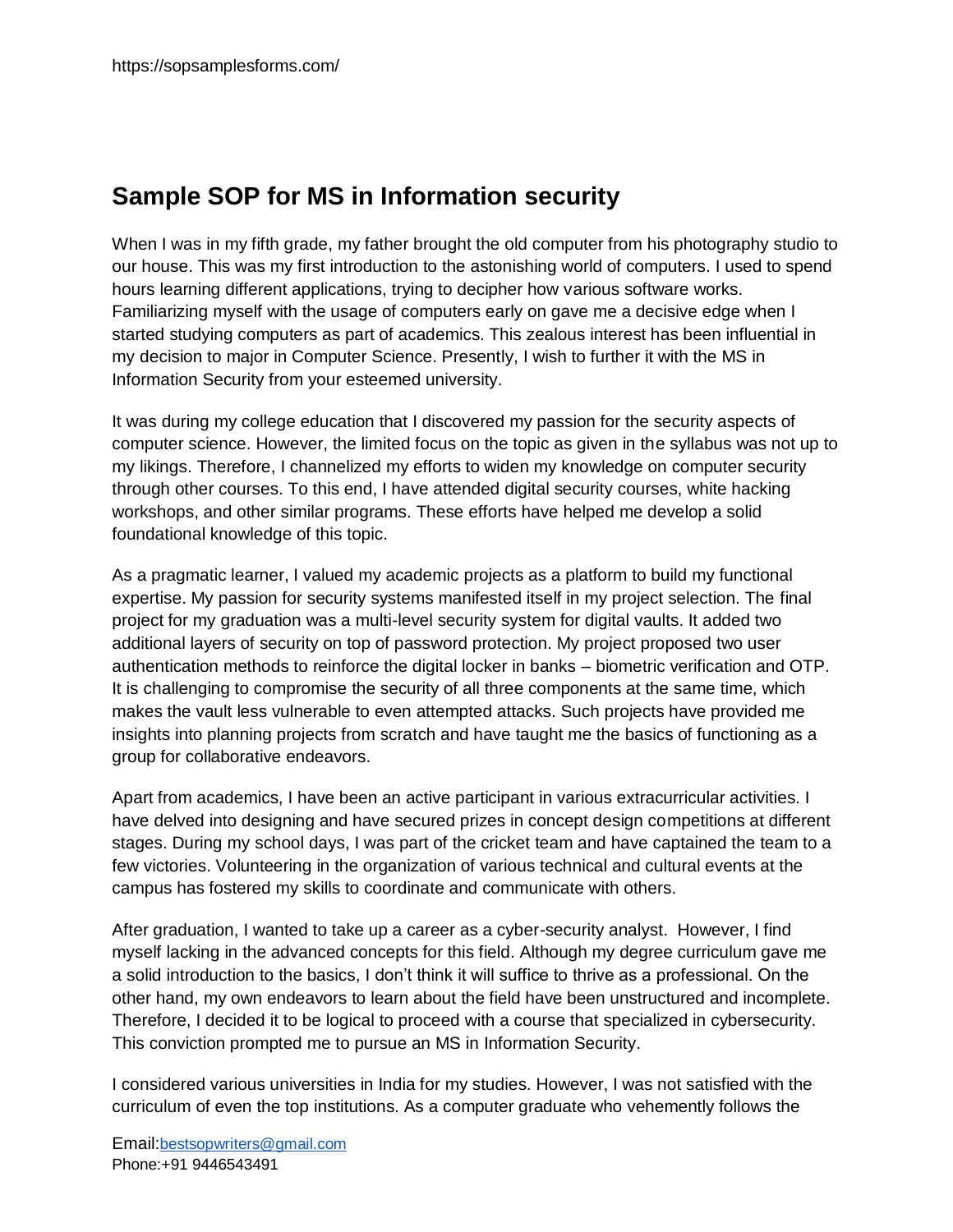# Sample SOP for MS in Information security

When I was in my fifth grade, my father brought the old computer from his photography studio to our house. This was my first introduction to the astonishing world of computers. I used to spend hours learning different applications, trying to decipher how various software works. Familiarizing myself with the usage of computers early on gave me a decisive edge when I started studying computers as part of academics. This zealous interest has been influential in my decision to major in Computer Science. Presently, I wish to further it with the MS in Information Security from your esteemed university.

It was during my college education that I discovered my passion for the security aspects of computer science. However, the limited focus on the topic as given in the syllabus was not up to my likings. Therefore, I channelized my efforts to widen my knowledge on computer security through other courses. To this end, I have attended digital security courses, white hacking workshops, and other similar programs. These efforts have helped me develop a solid foundational knowledge of this topic.

As a pragmatic learner, I valued my academic projects as a platform to build my functional expertise. My passion for security systems manifested itself in my project selection. The final project for my graduation was a multi-level security system for digital vaults. It added two additional layers of security on top of password protection. My project proposed two user authentication methods to reinforce the digital locker in banks – biometric verification and OTP. It is challenging to compromise the security of all three components at the same time, which makes the vault less vulnerable to even attempted attacks. Such projects have provided me insights into planning projects from scratch and have taught me the basics of functioning as a group for collaborative endeavors.

Apart from academics, I have been an active participant in various extracurricular activities. I have delved into designing and have secured prizes in concept design competitions at different stages. During my school days, I was part of the cricket team and have captained the team to a few victories. Volunteering in the organization of various technical and cultural events at the campus has fostered my skills to coordinate and communicate with others.

After graduation, I wanted to take up a career as a cyber-security analyst. However, I find myself lacking in the advanced concepts for this field. Although my degree curriculum gave me a solid introduction to the basics, I don't think it will suffice to thrive as a professional. On the other hand, my own endeavors to learn about the field have been unstructured and incomplete. Therefore, I decided it to be logical to proceed with a course that specialized in cybersecurity. This conviction prompted me to pursue an MS in Information Security.

I considered various universities in India for my studies. However, I was not satisfied with the curriculum of even the top institutions. As a computer graduate who vehemently follows the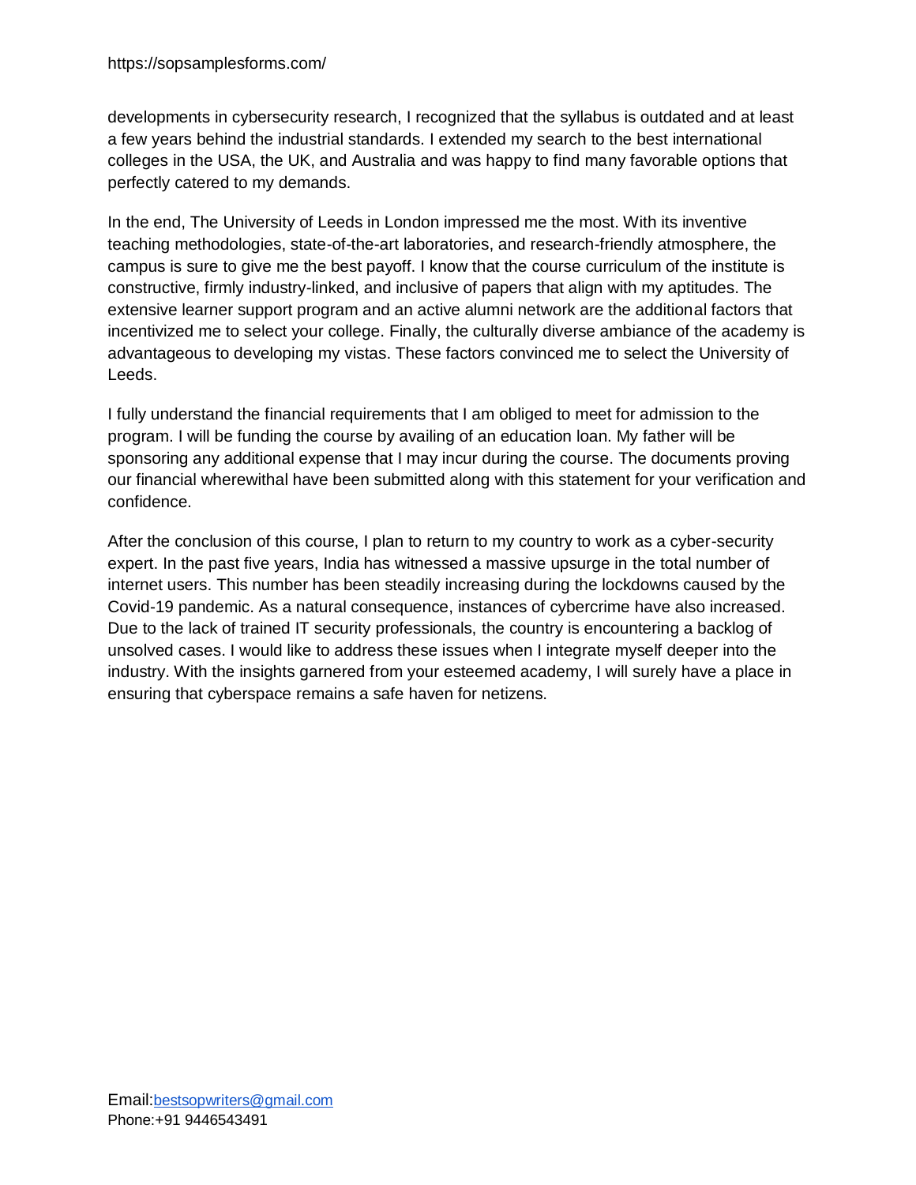developments in cybersecurity research, I recognized that the syllabus is outdated and at least a few years behind the industrial standards. I extended my search to the best international colleges in the USA, the UK, and Australia and was happy to find many favorable options that perfectly catered to my demands.

In the end, The University of Leeds in London impressed me the most. With its inventive teaching methodologies, state-of-the-art laboratories, and research-friendly atmosphere, the campus is sure to give me the best payoff. I know that the course curriculum of the institute is constructive, firmly industry-linked, and inclusive of papers that align with my aptitudes. The extensive learner support program and an active alumni network are the additional factors that incentivized me to select your college. Finally, the culturally diverse ambiance of the academy is advantageous to developing my vistas. These factors convinced me to select the University of Leeds.

I fully understand the financial requirements that I am obliged to meet for admission to the program. I will be funding the course by availing of an education loan. My father will be sponsoring any additional expense that I may incur during the course. The documents proving our financial wherewithal have been submitted along with this statement for your verification and confidence.

After the conclusion of this course, I plan to return to my country to work as a cyber-security expert. In the past five years, India has witnessed a massive upsurge in the total number of internet users. This number has been steadily increasing during the lockdowns caused by the Covid-19 pandemic. As a natural consequence, instances of cybercrime have also increased. Due to the lack of trained IT security professionals, the country is encountering a backlog of unsolved cases. I would like to address these issues when I integrate myself deeper into the industry. With the insights garnered from your esteemed academy, I will surely have a place in ensuring that cyberspace remains a safe haven for netizens.